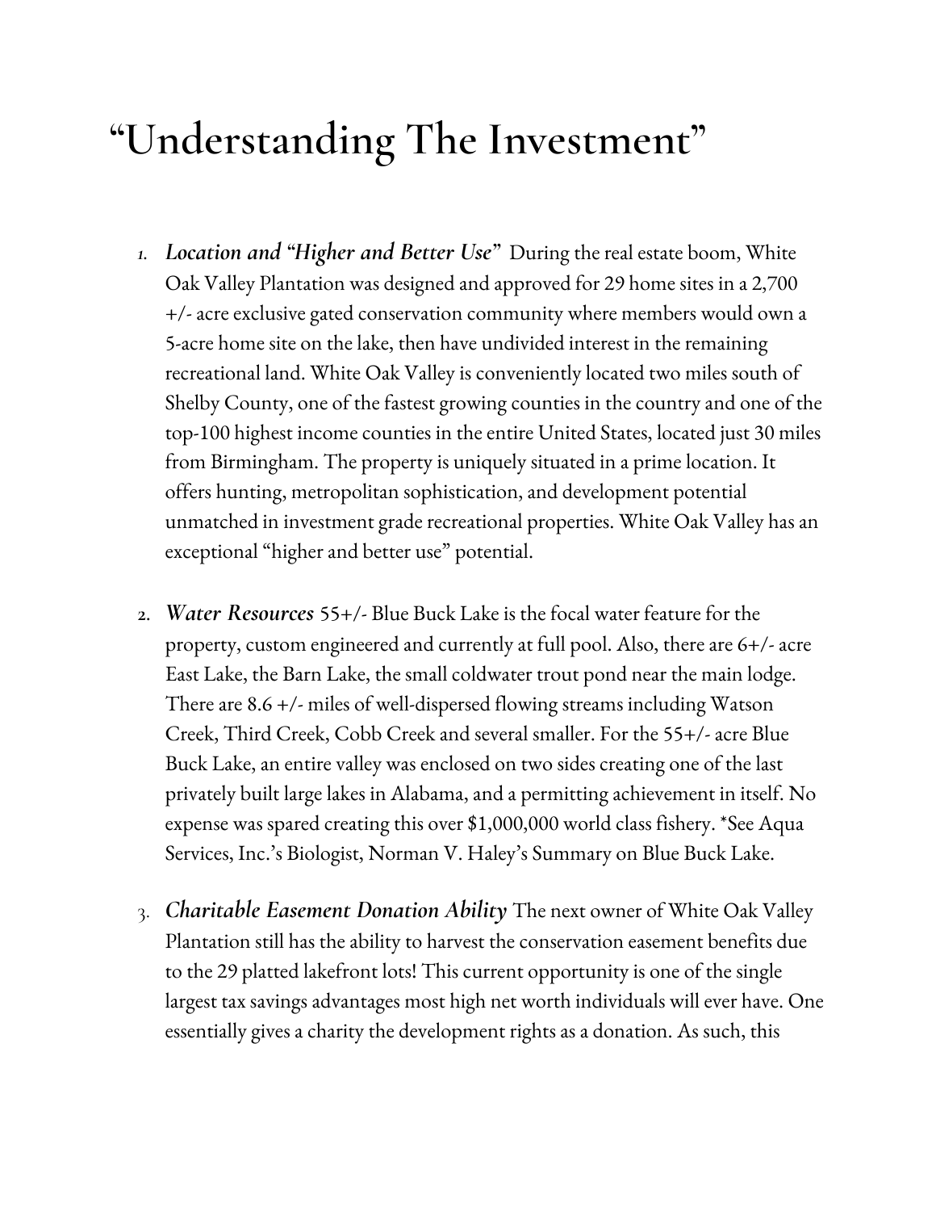# “Understanding The Investment”

1. ***Location and “Higher and Better Use”*** During the real estate boom, White Oak Valley Plantation was designed and approved for 29 home sites in a 2,700 +/- acre exclusive gated conservation community where members would own a 5-acre home site on the lake, then have undivided interest in the remaining recreational land. White Oak Valley is conveniently located two miles south of Shelby County, one of the fastest growing counties in the country and one of the top-100 highest income counties in the entire United States, located just 30 miles from Birmingham. The property is uniquely situated in a prime location. It offers hunting, metropolitan sophistication, and development potential unmatched in investment grade recreational properties. White Oak Valley has an exceptional “higher and better use” potential.

2. ***Water Resources*** 55+/- Blue Buck Lake is the focal water feature for the property, custom engineered and currently at full pool. Also, there are 6+/- acre East Lake, the Barn Lake, the small coldwater trout pond near the main lodge. There are 8.6 +/- miles of well-dispersed flowing streams including Watson Creek, Third Creek, Cobb Creek and several smaller. For the 55+/- acre Blue Buck Lake, an entire valley was enclosed on two sides creating one of the last privately built large lakes in Alabama, and a permitting achievement in itself. No expense was spared creating this over $1,000,000 world class fishery. *See Aqua Services, Inc.’s Biologist, Norman V. Haley’s Summary on Blue Buck Lake.

3. ***Charitable Easement Donation Ability*** The next owner of White Oak Valley Plantation still has the ability to harvest the conservation easement benefits due to the 29 platted lakefront lots! This current opportunity is one of the single largest tax savings advantages most high net worth individuals will ever have. One essentially gives a charity the development rights as a donation. As such, this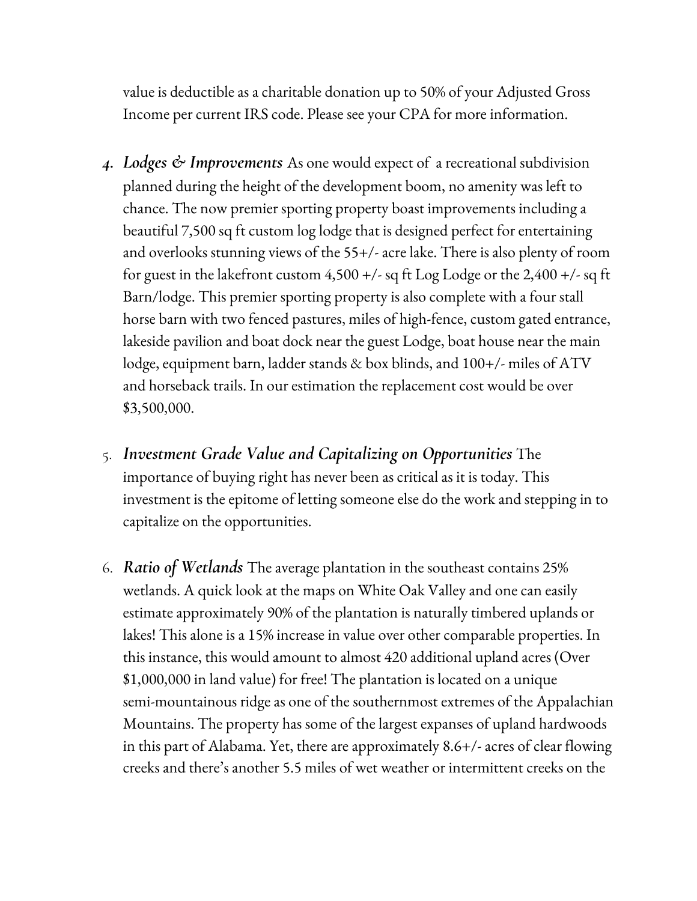value is deductible as a charitable donation up to 50% of your Adjusted Gross Income per current IRS code. Please see your CPA for more information.

4. ***Lodges & Improvements*** As one would expect of a recreational subdivision planned during the height of the development boom, no amenity was left to chance. The now premier sporting property boast improvements including a beautiful 7,500 sq ft custom log lodge that is designed perfect for entertaining and overlooks stunning views of the 55+/- acre lake. There is also plenty of room for guest in the lakefront custom 4,500 +/- sq ft Log Lodge or the 2,400 +/- sq ft Barn/lodge. This premier sporting property is also complete with a four stall horse barn with two fenced pastures, miles of high-fence, custom gated entrance, lakeside pavilion and boat dock near the guest Lodge, boat house near the main lodge, equipment barn, ladder stands & box blinds, and 100+/- miles of ATV and horseback trails. In our estimation the replacement cost would be over $3,500,000.

5. ***Investment Grade Value and Capitalizing on Opportunities*** The importance of buying right has never been as critical as it is today. This investment is the epitome of letting someone else do the work and stepping in to capitalize on the opportunities.

6. ***Ratio of Wetlands*** The average plantation in the southeast contains 25% wetlands. A quick look at the maps on White Oak Valley and one can easily estimate approximately 90% of the plantation is naturally timbered uplands or lakes! This alone is a 15% increase in value over other comparable properties. In this instance, this would amount to almost 420 additional upland acres (Over $1,000,000 in land value) for free! The plantation is located on a unique semi-mountainous ridge as one of the southernmost extremes of the Appalachian Mountains. The property has some of the largest expanses of upland hardwoods in this part of Alabama. Yet, there are approximately 8.6+/- acres of clear flowing creeks and there's another 5.5 miles of wet weather or intermittent creeks on the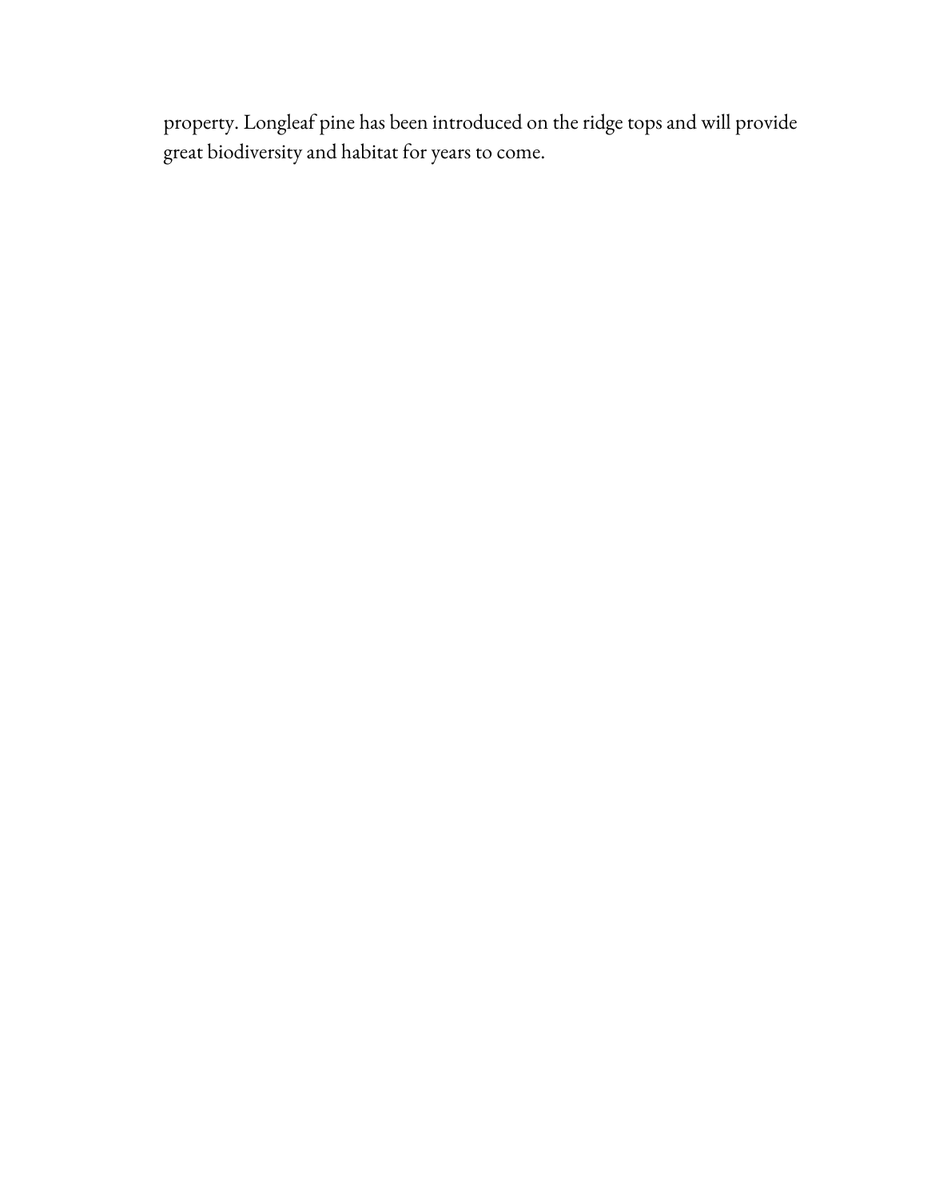property. Longleaf pine has been introduced on the ridge tops and will provide great biodiversity and habitat for years to come.